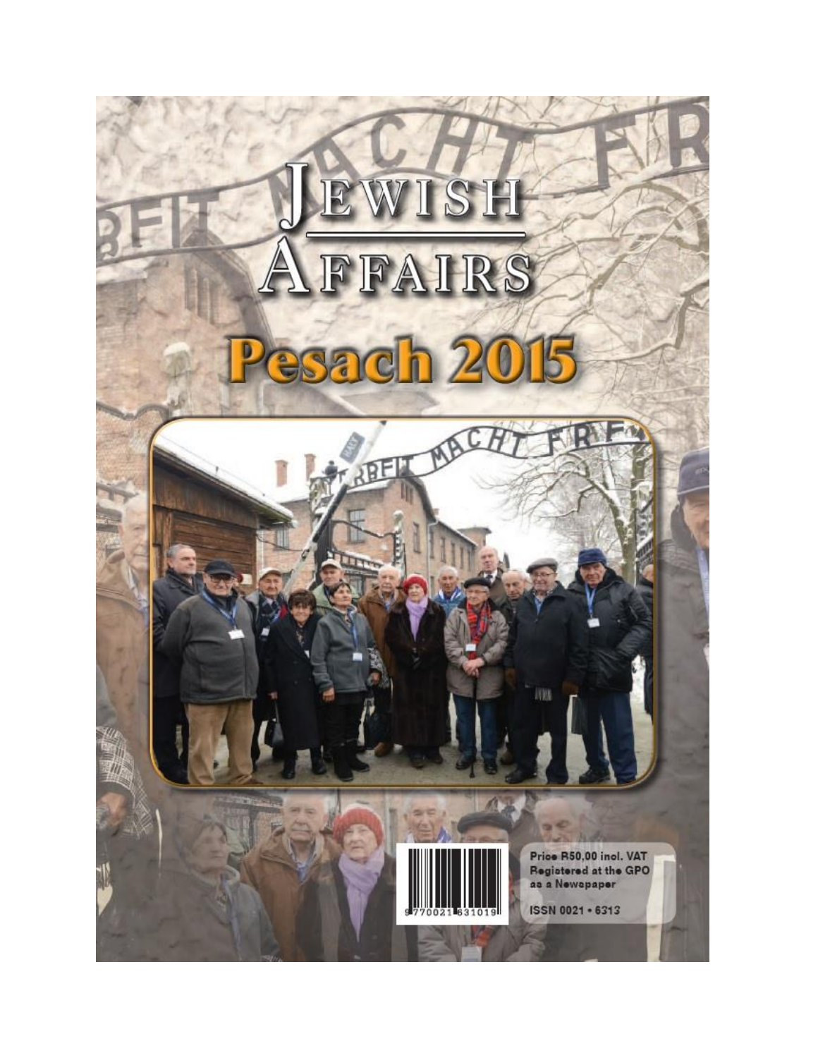# Jewish Affairs

## Pesach 2015

Price R50,00 incl. VAT
Registered at the GPO as a Newspaper

ISSN 0021 • 6313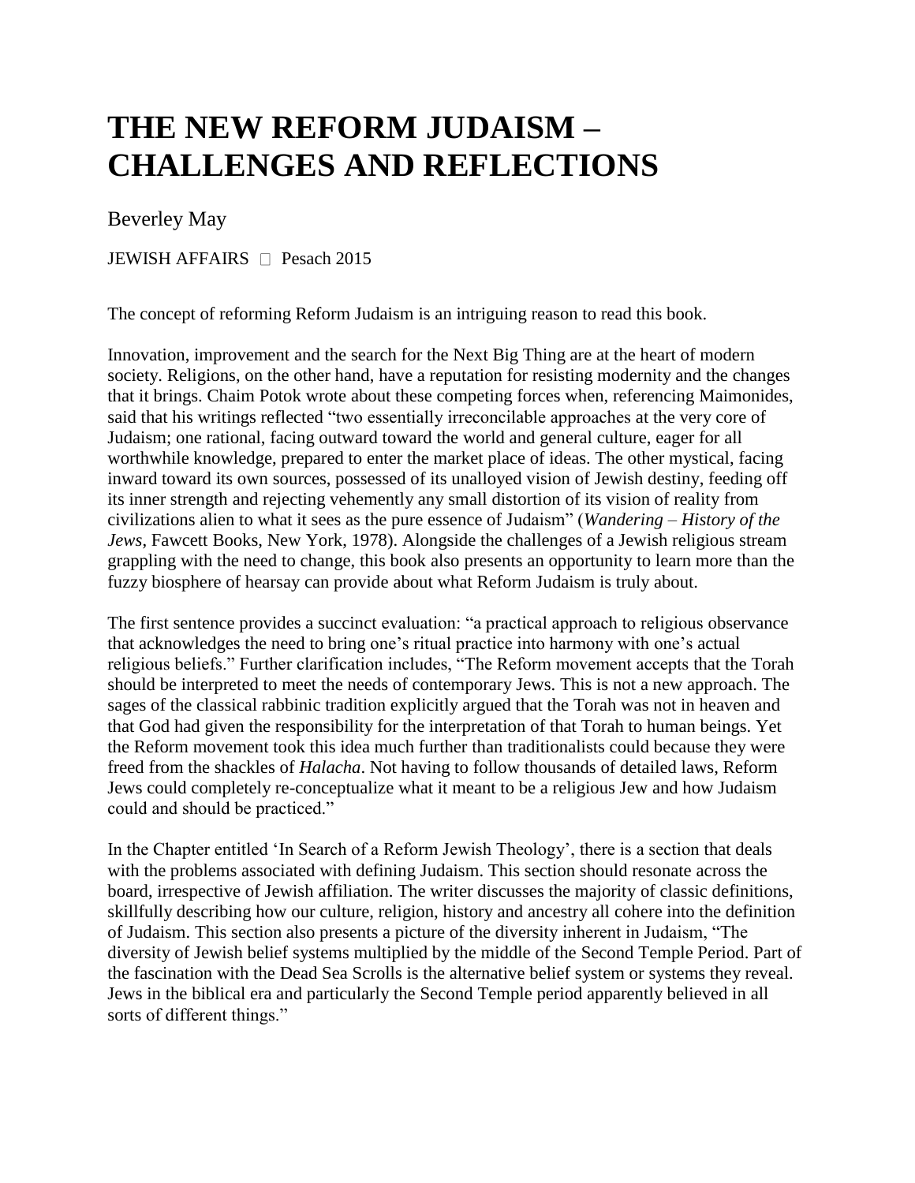# THE NEW REFORM JUDAISM – CHALLENGES AND REFLECTIONS

Beverley May

JEWISH AFFAIRS  Pesach 2015

The concept of reforming Reform Judaism is an intriguing reason to read this book.

Innovation, improvement and the search for the Next Big Thing are at the heart of modern society. Religions, on the other hand, have a reputation for resisting modernity and the changes that it brings. Chaim Potok wrote about these competing forces when, referencing Maimonides, said that his writings reflected "two essentially irreconcilable approaches at the very core of Judaism; one rational, facing outward toward the world and general culture, eager for all worthwhile knowledge, prepared to enter the market place of ideas. The other mystical, facing inward toward its own sources, possessed of its unalloyed vision of Jewish destiny, feeding off its inner strength and rejecting vehemently any small distortion of its vision of reality from civilizations alien to what it sees as the pure essence of Judaism" (*Wandering – History of the Jews*, Fawcett Books, New York, 1978). Alongside the challenges of a Jewish religious stream grappling with the need to change, this book also presents an opportunity to learn more than the fuzzy biosphere of hearsay can provide about what Reform Judaism is truly about.

The first sentence provides a succinct evaluation: "a practical approach to religious observance that acknowledges the need to bring one's ritual practice into harmony with one's actual religious beliefs." Further clarification includes, "The Reform movement accepts that the Torah should be interpreted to meet the needs of contemporary Jews. This is not a new approach. The sages of the classical rabbinic tradition explicitly argued that the Torah was not in heaven and that God had given the responsibility for the interpretation of that Torah to human beings. Yet the Reform movement took this idea much further than traditionalists could because they were freed from the shackles of *Halacha*. Not having to follow thousands of detailed laws, Reform Jews could completely re-conceptualize what it meant to be a religious Jew and how Judaism could and should be practiced."

In the Chapter entitled 'In Search of a Reform Jewish Theology', there is a section that deals with the problems associated with defining Judaism. This section should resonate across the board, irrespective of Jewish affiliation. The writer discusses the majority of classic definitions, skillfully describing how our culture, religion, history and ancestry all cohere into the definition of Judaism. This section also presents a picture of the diversity inherent in Judaism, "The diversity of Jewish belief systems multiplied by the middle of the Second Temple Period. Part of the fascination with the Dead Sea Scrolls is the alternative belief system or systems they reveal. Jews in the biblical era and particularly the Second Temple period apparently believed in all sorts of different things."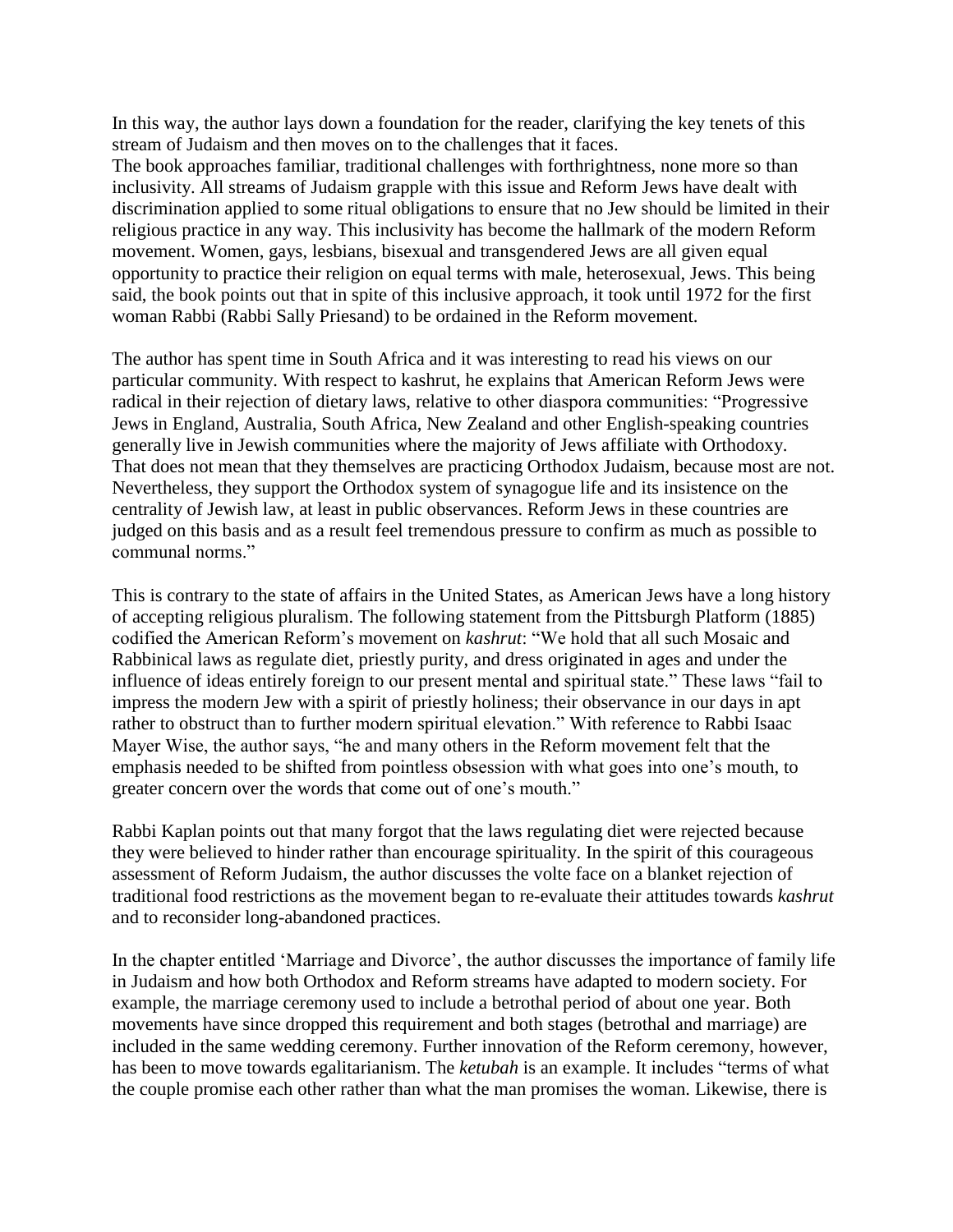In this way, the author lays down a foundation for the reader, clarifying the key tenets of this stream of Judaism and then moves on to the challenges that it faces.
The book approaches familiar, traditional challenges with forthrightness, none more so than inclusivity. All streams of Judaism grapple with this issue and Reform Jews have dealt with discrimination applied to some ritual obligations to ensure that no Jew should be limited in their religious practice in any way. This inclusivity has become the hallmark of the modern Reform movement. Women, gays, lesbians, bisexual and transgendered Jews are all given equal opportunity to practice their religion on equal terms with male, heterosexual, Jews. This being said, the book points out that in spite of this inclusive approach, it took until 1972 for the first woman Rabbi (Rabbi Sally Priesand) to be ordained in the Reform movement.

The author has spent time in South Africa and it was interesting to read his views on our particular community. With respect to kashrut, he explains that American Reform Jews were radical in their rejection of dietary laws, relative to other diaspora communities: "Progressive Jews in England, Australia, South Africa, New Zealand and other English-speaking countries generally live in Jewish communities where the majority of Jews affiliate with Orthodoxy. That does not mean that they themselves are practicing Orthodox Judaism, because most are not. Nevertheless, they support the Orthodox system of synagogue life and its insistence on the centrality of Jewish law, at least in public observances. Reform Jews in these countries are judged on this basis and as a result feel tremendous pressure to confirm as much as possible to communal norms."

This is contrary to the state of affairs in the United States, as American Jews have a long history of accepting religious pluralism. The following statement from the Pittsburgh Platform (1885) codified the American Reform's movement on *kashrut*: "We hold that all such Mosaic and Rabbinical laws as regulate diet, priestly purity, and dress originated in ages and under the influence of ideas entirely foreign to our present mental and spiritual state." These laws "fail to impress the modern Jew with a spirit of priestly holiness; their observance in our days in apt rather to obstruct than to further modern spiritual elevation." With reference to Rabbi Isaac Mayer Wise, the author says, "he and many others in the Reform movement felt that the emphasis needed to be shifted from pointless obsession with what goes into one's mouth, to greater concern over the words that come out of one's mouth."

Rabbi Kaplan points out that many forgot that the laws regulating diet were rejected because they were believed to hinder rather than encourage spirituality. In the spirit of this courageous assessment of Reform Judaism, the author discusses the volte face on a blanket rejection of traditional food restrictions as the movement began to re-evaluate their attitudes towards *kashrut* and to reconsider long-abandoned practices.

In the chapter entitled 'Marriage and Divorce', the author discusses the importance of family life in Judaism and how both Orthodox and Reform streams have adapted to modern society. For example, the marriage ceremony used to include a betrothal period of about one year. Both movements have since dropped this requirement and both stages (betrothal and marriage) are included in the same wedding ceremony. Further innovation of the Reform ceremony, however, has been to move towards egalitarianism. The *ketubah* is an example. It includes "terms of what the couple promise each other rather than what the man promises the woman. Likewise, there is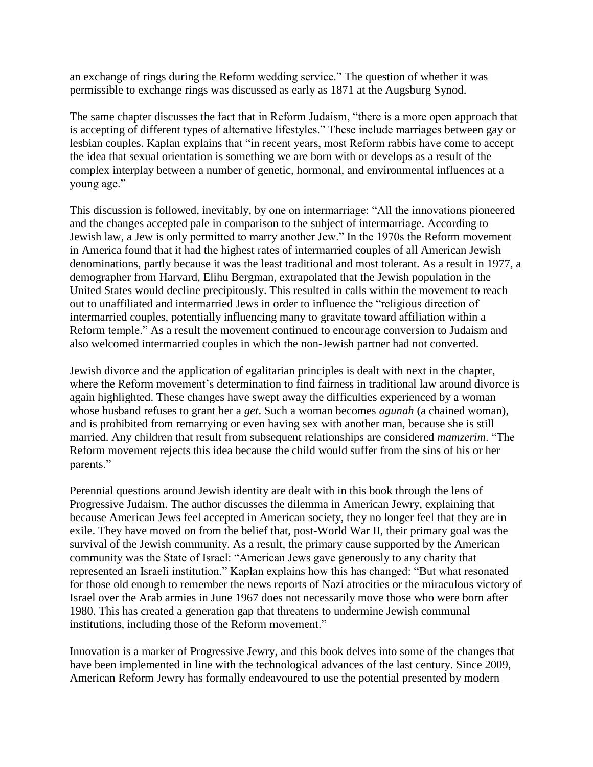an exchange of rings during the Reform wedding service." The question of whether it was permissible to exchange rings was discussed as early as 1871 at the Augsburg Synod.

The same chapter discusses the fact that in Reform Judaism, "there is a more open approach that is accepting of different types of alternative lifestyles." These include marriages between gay or lesbian couples. Kaplan explains that "in recent years, most Reform rabbis have come to accept the idea that sexual orientation is something we are born with or develops as a result of the complex interplay between a number of genetic, hormonal, and environmental influences at a young age."

This discussion is followed, inevitably, by one on intermarriage: "All the innovations pioneered and the changes accepted pale in comparison to the subject of intermarriage. According to Jewish law, a Jew is only permitted to marry another Jew." In the 1970s the Reform movement in America found that it had the highest rates of intermarried couples of all American Jewish denominations, partly because it was the least traditional and most tolerant. As a result in 1977, a demographer from Harvard, Elihu Bergman, extrapolated that the Jewish population in the United States would decline precipitously. This resulted in calls within the movement to reach out to unaffiliated and intermarried Jews in order to influence the "religious direction of intermarried couples, potentially influencing many to gravitate toward affiliation within a Reform temple." As a result the movement continued to encourage conversion to Judaism and also welcomed intermarried couples in which the non-Jewish partner had not converted.

Jewish divorce and the application of egalitarian principles is dealt with next in the chapter, where the Reform movement's determination to find fairness in traditional law around divorce is again highlighted. These changes have swept away the difficulties experienced by a woman whose husband refuses to grant her a *get*. Such a woman becomes *agunah* (a chained woman), and is prohibited from remarrying or even having sex with another man, because she is still married. Any children that result from subsequent relationships are considered *mamzerim*. "The Reform movement rejects this idea because the child would suffer from the sins of his or her parents."

Perennial questions around Jewish identity are dealt with in this book through the lens of Progressive Judaism. The author discusses the dilemma in American Jewry, explaining that because American Jews feel accepted in American society, they no longer feel that they are in exile. They have moved on from the belief that, post-World War II, their primary goal was the survival of the Jewish community. As a result, the primary cause supported by the American community was the State of Israel: "American Jews gave generously to any charity that represented an Israeli institution." Kaplan explains how this has changed: "But what resonated for those old enough to remember the news reports of Nazi atrocities or the miraculous victory of Israel over the Arab armies in June 1967 does not necessarily move those who were born after 1980. This has created a generation gap that threatens to undermine Jewish communal institutions, including those of the Reform movement."

Innovation is a marker of Progressive Jewry, and this book delves into some of the changes that have been implemented in line with the technological advances of the last century. Since 2009, American Reform Jewry has formally endeavoured to use the potential presented by modern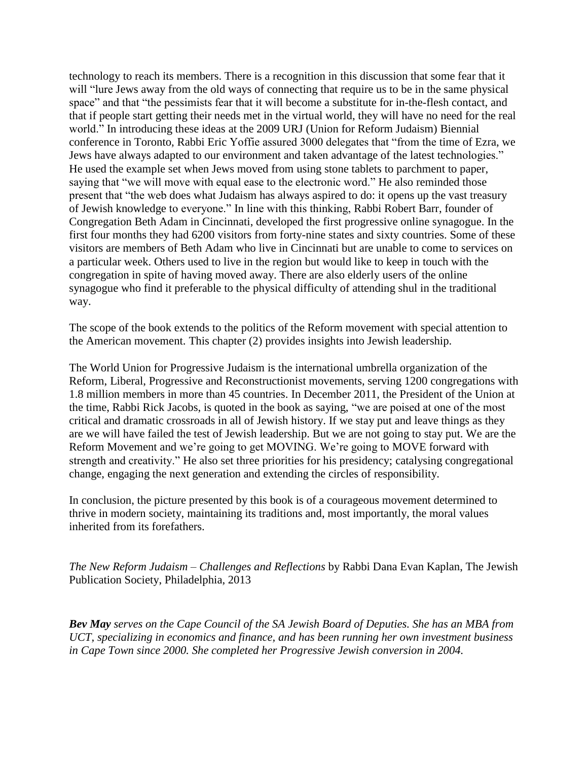technology to reach its members. There is a recognition in this discussion that some fear that it will "lure Jews away from the old ways of connecting that require us to be in the same physical space" and that "the pessimists fear that it will become a substitute for in-the-flesh contact, and that if people start getting their needs met in the virtual world, they will have no need for the real world." In introducing these ideas at the 2009 URJ (Union for Reform Judaism) Biennial conference in Toronto, Rabbi Eric Yoffie assured 3000 delegates that "from the time of Ezra, we Jews have always adapted to our environment and taken advantage of the latest technologies." He used the example set when Jews moved from using stone tablets to parchment to paper, saying that "we will move with equal ease to the electronic word." He also reminded those present that "the web does what Judaism has always aspired to do: it opens up the vast treasury of Jewish knowledge to everyone." In line with this thinking, Rabbi Robert Barr, founder of Congregation Beth Adam in Cincinnati, developed the first progressive online synagogue. In the first four months they had 6200 visitors from forty-nine states and sixty countries. Some of these visitors are members of Beth Adam who live in Cincinnati but are unable to come to services on a particular week. Others used to live in the region but would like to keep in touch with the congregation in spite of having moved away. There are also elderly users of the online synagogue who find it preferable to the physical difficulty of attending shul in the traditional way.

The scope of the book extends to the politics of the Reform movement with special attention to the American movement. This chapter (2) provides insights into Jewish leadership.

The World Union for Progressive Judaism is the international umbrella organization of the Reform, Liberal, Progressive and Reconstructionist movements, serving 1200 congregations with 1.8 million members in more than 45 countries. In December 2011, the President of the Union at the time, Rabbi Rick Jacobs, is quoted in the book as saying, "we are poised at one of the most critical and dramatic crossroads in all of Jewish history. If we stay put and leave things as they are we will have failed the test of Jewish leadership. But we are not going to stay put. We are the Reform Movement and we're going to get MOVING. We're going to MOVE forward with strength and creativity." He also set three priorities for his presidency; catalysing congregational change, engaging the next generation and extending the circles of responsibility.

In conclusion, the picture presented by this book is of a courageous movement determined to thrive in modern society, maintaining its traditions and, most importantly, the moral values inherited from its forefathers.

*The New Reform Judaism – Challenges and Reflections* by Rabbi Dana Evan Kaplan, The Jewish Publication Society, Philadelphia, 2013

***Bev May*** *serves on the Cape Council of the SA Jewish Board of Deputies. She has an MBA from UCT, specializing in economics and finance, and has been running her own investment business in Cape Town since 2000. She completed her Progressive Jewish conversion in 2004.*